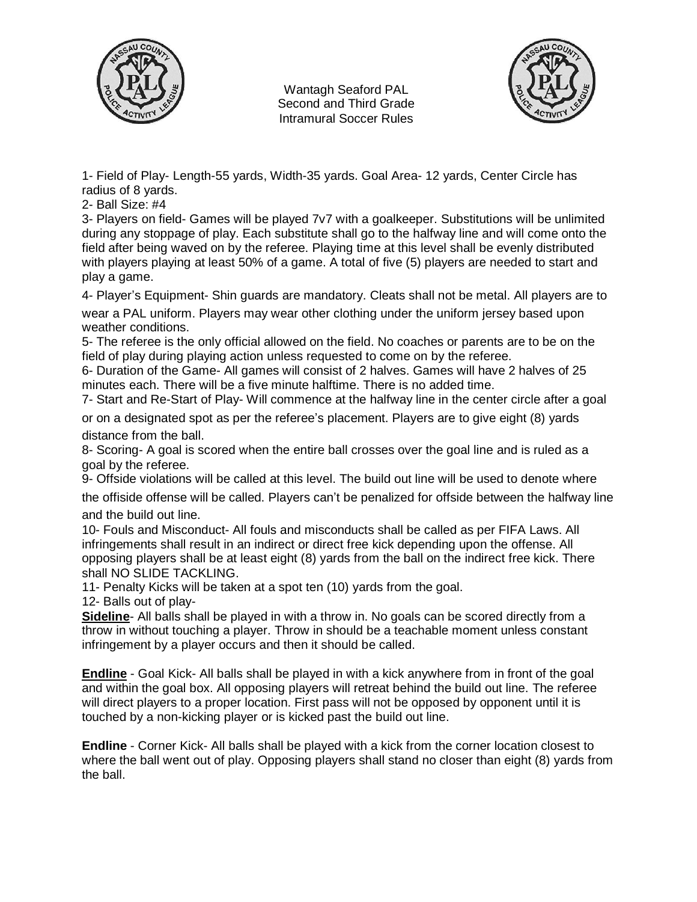# Wantagh Seaford PAL
## Second and Third Grade
## Intramural Soccer Rules

1- Field of Play- Length-55 yards, Width-35 yards. Goal Area- 12 yards, Center Circle has radius of 8 yards.

2- Ball Size: #4

3- Players on field- Games will be played 7v7 with a goalkeeper. Substitutions will be unlimited during any stoppage of play. Each substitute shall go to the halfway line and will come onto the field after being waved on by the referee. Playing time at this level shall be evenly distributed with players playing at least 50% of a game. A total of five (5) players are needed to start and play a game.

4- Player's Equipment- Shin guards are mandatory. Cleats shall not be metal. All players are to wear a PAL uniform. Players may wear other clothing under the uniform jersey based upon weather conditions.

5- The referee is the only official allowed on the field. No coaches or parents are to be on the field of play during playing action unless requested to come on by the referee.

6- Duration of the Game- All games will consist of 2 halves. Games will have 2 halves of 25 minutes each. There will be a five minute halftime. There is no added time.

7- Start and Re-Start of Play- Will commence at the halfway line in the center circle after a goal or on a designated spot as per the referee's placement. Players are to give eight (8) yards distance from the ball.

8- Scoring- A goal is scored when the entire ball crosses over the goal line and is ruled as a goal by the referee.

9- Offside violations will be called at this level. The build out line will be used to denote where the offiside offense will be called. Players can't be penalized for offside between the halfway line and the build out line.

10- Fouls and Misconduct- All fouls and misconducts shall be called as per FIFA Laws. All infringements shall result in an indirect or direct free kick depending upon the offense. All opposing players shall be at least eight (8) yards from the ball on the indirect free kick. There shall NO SLIDE TACKLING.

11- Penalty Kicks will be taken at a spot ten (10) yards from the goal.

12- Balls out of play-

**Sideline**- All balls shall be played in with a throw in. No goals can be scored directly from a throw in without touching a player. Throw in should be a teachable moment unless constant infringement by a player occurs and then it should be called.

**Endline** - Goal Kick- All balls shall be played in with a kick anywhere from in front of the goal and within the goal box. All opposing players will retreat behind the build out line. The referee will direct players to a proper location. First pass will not be opposed by opponent until it is touched by a non-kicking player or is kicked past the build out line.

**Endline** - Corner Kick- All balls shall be played with a kick from the corner location closest to where the ball went out of play. Opposing players shall stand no closer than eight (8) yards from the ball.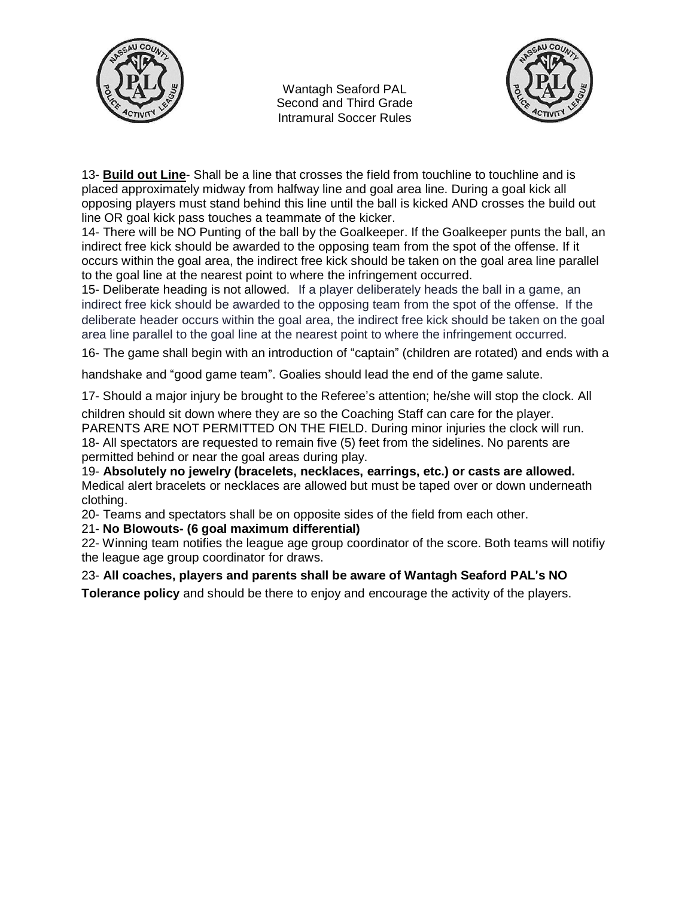Wantagh Seaford PAL
Second and Third Grade
Intramural Soccer Rules

13- **Build out Line**- Shall be a line that crosses the field from touchline to touchline and is placed approximately midway from halfway line and goal area line. During a goal kick all opposing players must stand behind this line until the ball is kicked AND crosses the build out line OR goal kick pass touches a teammate of the kicker.
14- There will be NO Punting of the ball by the Goalkeeper. If the Goalkeeper punts the ball, an indirect free kick should be awarded to the opposing team from the spot of the offense. If it occurs within the goal area, the indirect free kick should be taken on the goal area line parallel to the goal line at the nearest point to where the infringement occurred.
15- Deliberate heading is not allowed. If a player deliberately heads the ball in a game, an indirect free kick should be awarded to the opposing team from the spot of the offense. If the deliberate header occurs within the goal area, the indirect free kick should be taken on the goal area line parallel to the goal line at the nearest point to where the infringement occurred.
16- The game shall begin with an introduction of "captain" (children are rotated) and ends with a handshake and "good game team". Goalies should lead the end of the game salute.
17- Should a major injury be brought to the Referee's attention; he/she will stop the clock. All children should sit down where they are so the Coaching Staff can care for the player. PARENTS ARE NOT PERMITTED ON THE FIELD. During minor injuries the clock will run.
18- All spectators are requested to remain five (5) feet from the sidelines. No parents are permitted behind or near the goal areas during play.
19- **Absolutely no jewelry (bracelets, necklaces, earrings, etc.) or casts are allowed.** Medical alert bracelets or necklaces are allowed but must be taped over or down underneath clothing.
20- Teams and spectators shall be on opposite sides of the field from each other.
21- **No Blowouts- (6 goal maximum differential)**
22- Winning team notifies the league age group coordinator of the score. Both teams will notifiy the league age group coordinator for draws.
23- **All coaches, players and parents shall be aware of Wantagh Seaford PAL's NO Tolerance policy** and should be there to enjoy and encourage the activity of the players.